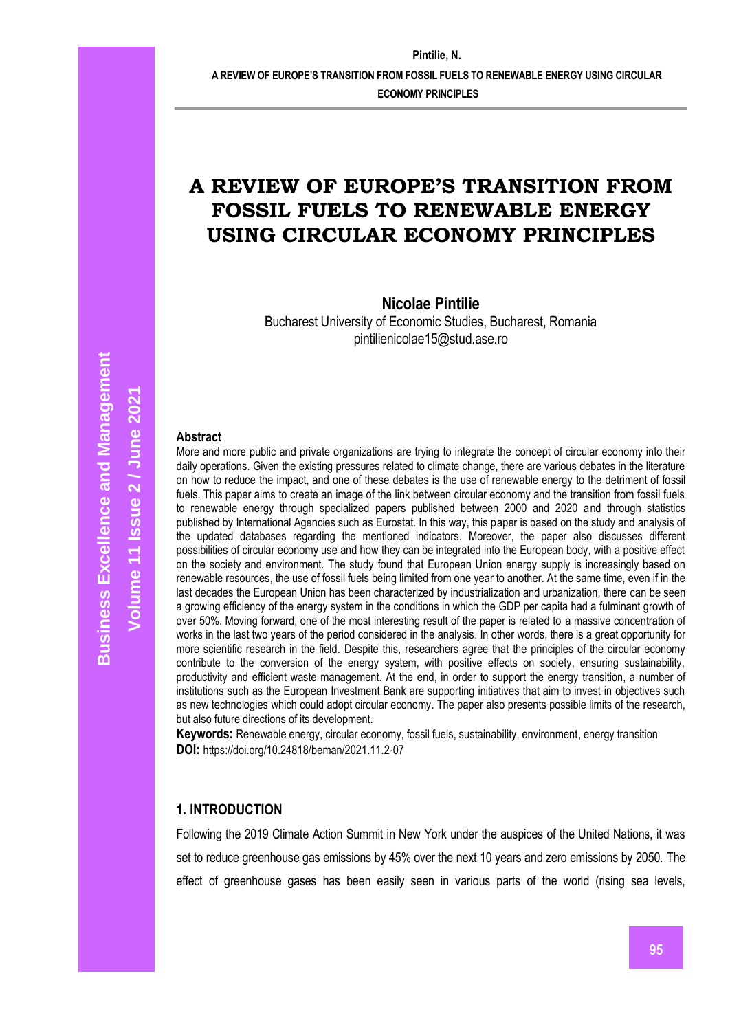# A REVIEW OF EUROPE'S TRANSITION FROM FOSSIL FUELS TO RENEWABLE ENERGY USING CIRCULAR ECONOMY PRINCIPLES

**Nicolae Pintilie**

Bucharest University of Economic Studies, Bucharest, Romania

pintilienicolae15@stud.ase.ro

### Abstract

More and more public and private organizations are trying to integrate the concept of circular economy into their daily operations. Given the existing pressures related to climate change, there are various debates in the literature on how to reduce the impact, and one of these debates is the use of renewable energy to the detriment of fossil fuels. This paper aims to create an image of the link between circular economy and the transition from fossil fuels to renewable energy through specialized papers published between 2000 and 2020 and through statistics published by International Agencies such as Eurostat. In this way, this paper is based on the study and analysis of the updated databases regarding the mentioned indicators. Moreover, the paper also discusses different possibilities of circular economy use and how they can be integrated into the European body, with a positive effect on the society and environment. The study found that European Union energy supply is increasingly based on renewable resources, the use of fossil fuels being limited from one year to another. At the same time, even if in the last decades the European Union has been characterized by industrialization and urbanization, there can be seen a growing efficiency of the energy system in the conditions in which the GDP per capita had a fulminant growth of over 50%. Moving forward, one of the most interesting result of the paper is related to a massive concentration of works in the last two years of the period considered in the analysis. In other words, there is a great opportunity for more scientific research in the field. Despite this, researchers agree that the principles of the circular economy contribute to the conversion of the energy system, with positive effects on society, ensuring sustainability, productivity and efficient waste management. At the end, in order to support the energy transition, a number of institutions such as the European Investment Bank are supporting initiatives that aim to invest in objectives such as new technologies which could adopt circular economy. The paper also presents possible limits of the research, but also future directions of its development.

**Keywords:** Renewable energy, circular economy, fossil fuels, sustainability, environment, energy transition

**DOI:** https://doi.org/10.24818/beman/2021.11.2-07

## 1. INTRODUCTION

Following the 2019 Climate Action Summit in New York under the auspices of the United Nations, it was set to reduce greenhouse gas emissions by 45% over the next 10 years and zero emissions by 2050. The effect of greenhouse gases has been easily seen in various parts of the world (rising sea levels,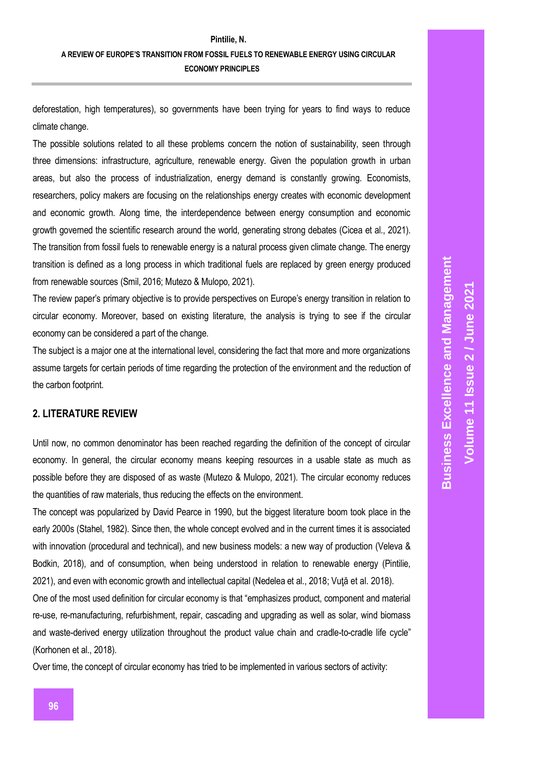deforestation, high temperatures), so governments have been trying for years to find ways to reduce climate change.

The possible solutions related to all these problems concern the notion of sustainability, seen through three dimensions: infrastructure, agriculture, renewable energy. Given the population growth in urban areas, but also the process of industrialization, energy demand is constantly growing. Economists, researchers, policy makers are focusing on the relationships energy creates with economic development and economic growth. Along time, the interdependence between energy consumption and economic growth governed the scientific research around the world, generating strong debates (Cicea et al., 2021).

The transition from fossil fuels to renewable energy is a natural process given climate change. The energy transition is defined as a long process in which traditional fuels are replaced by green energy produced from renewable sources (Smil, 2016; Mutezo & Mulopo, 2021).

The review paper's primary objective is to provide perspectives on Europe's energy transition in relation to circular economy. Moreover, based on existing literature, the analysis is trying to see if the circular economy can be considered a part of the change.

The subject is a major one at the international level, considering the fact that more and more organizations assume targets for certain periods of time regarding the protection of the environment and the reduction of the carbon footprint.

## 2. LITERATURE REVIEW

Until now, no common denominator has been reached regarding the definition of the concept of circular economy. In general, the circular economy means keeping resources in a usable state as much as possible before they are disposed of as waste (Mutezo & Mulopo, 2021). The circular economy reduces the quantities of raw materials, thus reducing the effects on the environment.

The concept was popularized by David Pearce in 1990, but the biggest literature boom took place in the early 2000s (Stahel, 1982). Since then, the whole concept evolved and in the current times it is associated with innovation (procedural and technical), and new business models: a new way of production (Veleva & Bodkin, 2018), and of consumption, when being understood in relation to renewable energy (Pintilie, 2021), and even with economic growth and intellectual capital (Nedelea et al., 2018; Vuţă et al. 2018).

One of the most used definition for circular economy is that "emphasizes product, component and material re-use, re-manufacturing, refurbishment, repair, cascading and upgrading as well as solar, wind biomass and waste-derived energy utilization throughout the product value chain and cradle-to-cradle life cycle" (Korhonen et al., 2018).

Over time, the concept of circular economy has tried to be implemented in various sectors of activity: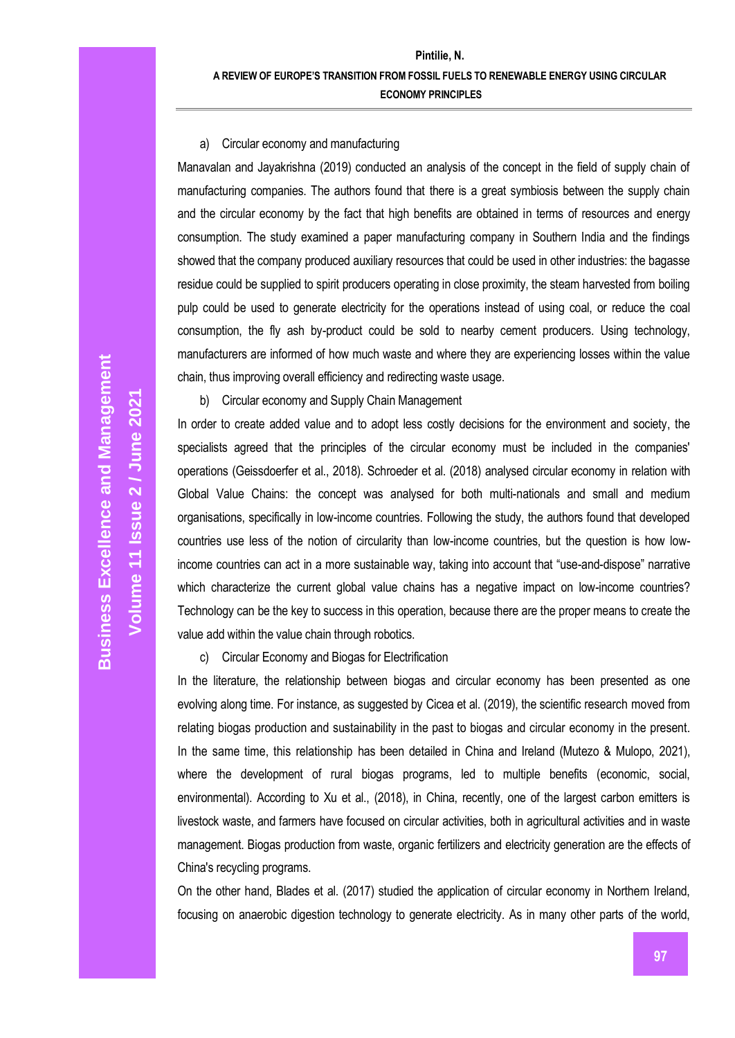a) Circular economy and manufacturing

Manavalan and Jayakrishna (2019) conducted an analysis of the concept in the field of supply chain of manufacturing companies. The authors found that there is a great symbiosis between the supply chain and the circular economy by the fact that high benefits are obtained in terms of resources and energy consumption. The study examined a paper manufacturing company in Southern India and the findings showed that the company produced auxiliary resources that could be used in other industries: the bagasse residue could be supplied to spirit producers operating in close proximity, the steam harvested from boiling pulp could be used to generate electricity for the operations instead of using coal, or reduce the coal consumption, the fly ash by-product could be sold to nearby cement producers. Using technology, manufacturers are informed of how much waste and where they are experiencing losses within the value chain, thus improving overall efficiency and redirecting waste usage.

b) Circular economy and Supply Chain Management

In order to create added value and to adopt less costly decisions for the environment and society, the specialists agreed that the principles of the circular economy must be included in the companies' operations (Geissdoerfer et al., 2018). Schroeder et al. (2018) analysed circular economy in relation with Global Value Chains: the concept was analysed for both multi-nationals and small and medium organisations, specifically in low-income countries. Following the study, the authors found that developed countries use less of the notion of circularity than low-income countries, but the question is how low-income countries can act in a more sustainable way, taking into account that "use-and-dispose" narrative which characterize the current global value chains has a negative impact on low-income countries? Technology can be the key to success in this operation, because there are the proper means to create the value add within the value chain through robotics.

c) Circular Economy and Biogas for Electrification

In the literature, the relationship between biogas and circular economy has been presented as one evolving along time. For instance, as suggested by Cicea et al. (2019), the scientific research moved from relating biogas production and sustainability in the past to biogas and circular economy in the present. In the same time, this relationship has been detailed in China and Ireland (Mutezo & Mulopo, 2021), where the development of rural biogas programs, led to multiple benefits (economic, social, environmental). According to Xu et al., (2018), in China, recently, one of the largest carbon emitters is livestock waste, and farmers have focused on circular activities, both in agricultural activities and in waste management. Biogas production from waste, organic fertilizers and electricity generation are the effects of China's recycling programs.

On the other hand, Blades et al. (2017) studied the application of circular economy in Northern Ireland, focusing on anaerobic digestion technology to generate electricity. As in many other parts of the world,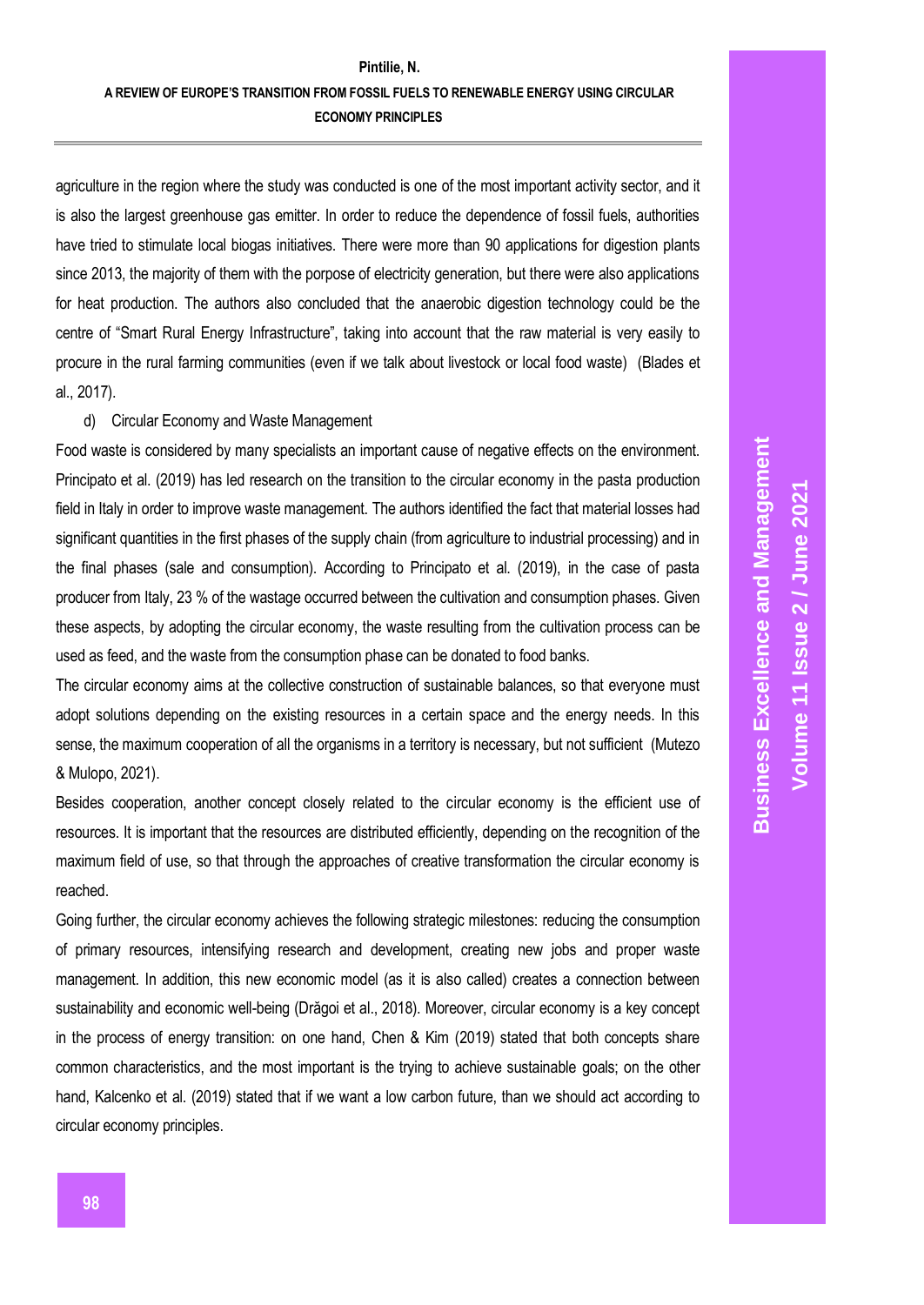agriculture in the region where the study was conducted is one of the most important activity sector, and it is also the largest greenhouse gas emitter. In order to reduce the dependence of fossil fuels, authorities have tried to stimulate local biogas initiatives. There were more than 90 applications for digestion plants since 2013, the majority of them with the porpose of electricity generation, but there were also applications for heat production. The authors also concluded that the anaerobic digestion technology could be the centre of "Smart Rural Energy Infrastructure", taking into account that the raw material is very easily to procure in the rural farming communities (even if we talk about livestock or local food waste) (Blades et al., 2017).

d) Circular Economy and Waste Management

Food waste is considered by many specialists an important cause of negative effects on the environment. Principato et al. (2019) has led research on the transition to the circular economy in the pasta production field in Italy in order to improve waste management. The authors identified the fact that material losses had significant quantities in the first phases of the supply chain (from agriculture to industrial processing) and in the final phases (sale and consumption). According to Principato et al. (2019), in the case of pasta producer from Italy, 23 % of the wastage occurred between the cultivation and consumption phases. Given these aspects, by adopting the circular economy, the waste resulting from the cultivation process can be used as feed, and the waste from the consumption phase can be donated to food banks.

The circular economy aims at the collective construction of sustainable balances, so that everyone must adopt solutions depending on the existing resources in a certain space and the energy needs. In this sense, the maximum cooperation of all the organisms in a territory is necessary, but not sufficient (Mutezo & Mulopo, 2021).

Besides cooperation, another concept closely related to the circular economy is the efficient use of resources. It is important that the resources are distributed efficiently, depending on the recognition of the maximum field of use, so that through the approaches of creative transformation the circular economy is reached.

Going further, the circular economy achieves the following strategic milestones: reducing the consumption of primary resources, intensifying research and development, creating new jobs and proper waste management. In addition, this new economic model (as it is also called) creates a connection between sustainability and economic well-being (Drăgoi et al., 2018). Moreover, circular economy is a key concept in the process of energy transition: on one hand, Chen & Kim (2019) stated that both concepts share common characteristics, and the most important is the trying to achieve sustainable goals; on the other hand, Kalcenko et al. (2019) stated that if we want a low carbon future, than we should act according to circular economy principles.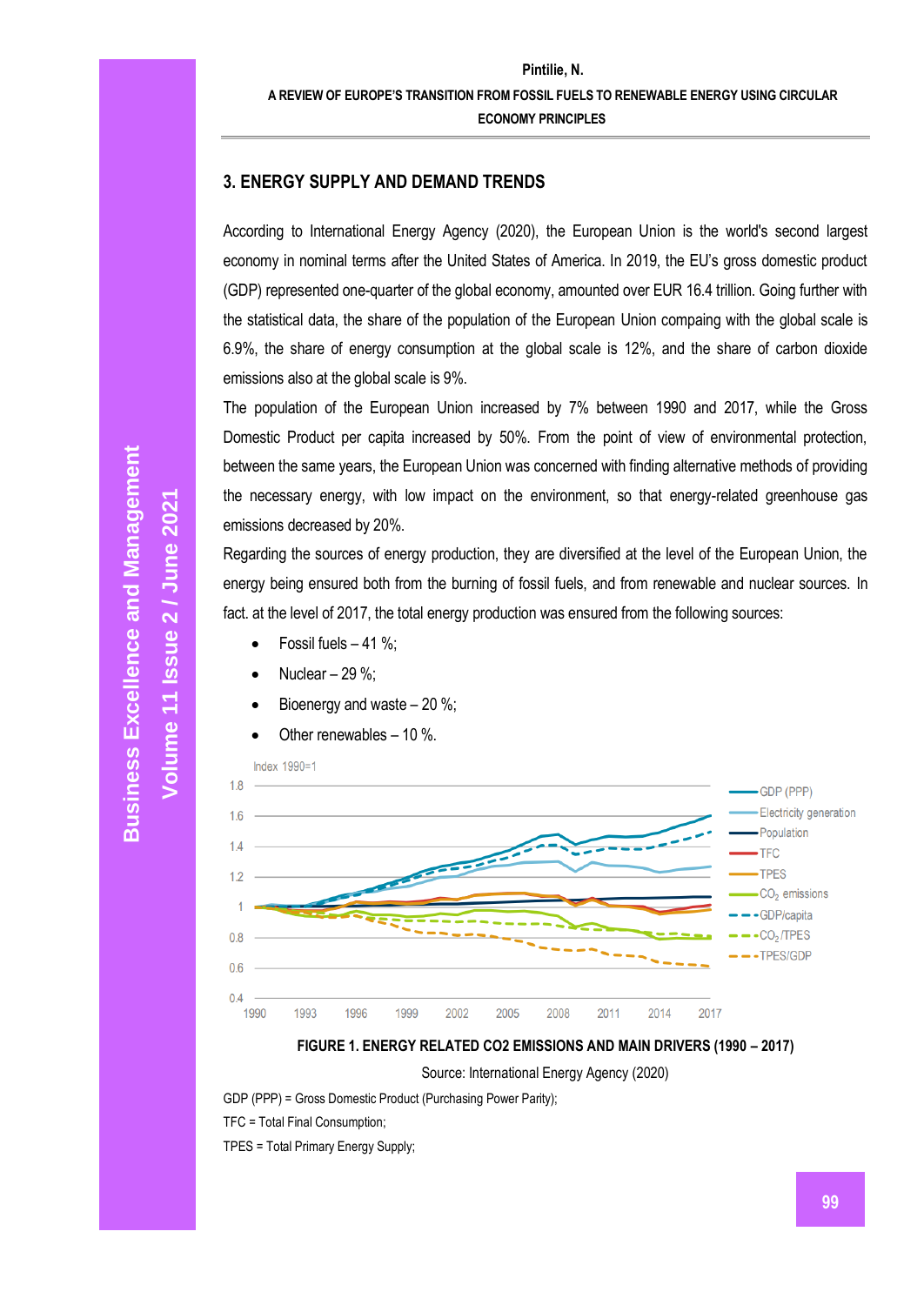## 3. ENERGY SUPPLY AND DEMAND TRENDS

According to International Energy Agency (2020), the European Union is the world's second largest economy in nominal terms after the United States of America. In 2019, the EU's gross domestic product (GDP) represented one-quarter of the global economy, amounted over EUR 16.4 trillion. Going further with the statistical data, the share of the population of the European Union compaing with the global scale is 6.9%, the share of energy consumption at the global scale is 12%, and the share of carbon dioxide emissions also at the global scale is 9%.

The population of the European Union increased by 7% between 1990 and 2017, while the Gross Domestic Product per capita increased by 50%. From the point of view of environmental protection, between the same years, the European Union was concerned with finding alternative methods of providing the necessary energy, with low impact on the environment, so that energy-related greenhouse gas emissions decreased by 20%.

Regarding the sources of energy production, they are diversified at the level of the European Union, the energy being ensured both from the burning of fossil fuels, and from renewable and nuclear sources. In fact. at the level of 2017, the total energy production was ensured from the following sources:

- Fossil fuels – 41 %;
- Nuclear – 29 %;
- Bioenergy and waste – 20 %;
- Other renewables – 10 %.

**FIGURE 1. ENERGY RELATED CO2 EMISSIONS AND MAIN DRIVERS (1990 – 2017)**

Source: International Energy Agency (2020)

GDP (PPP) = Gross Domestic Product (Purchasing Power Parity);

TFC = Total Final Consumption;

TPES = Total Primary Energy Supply;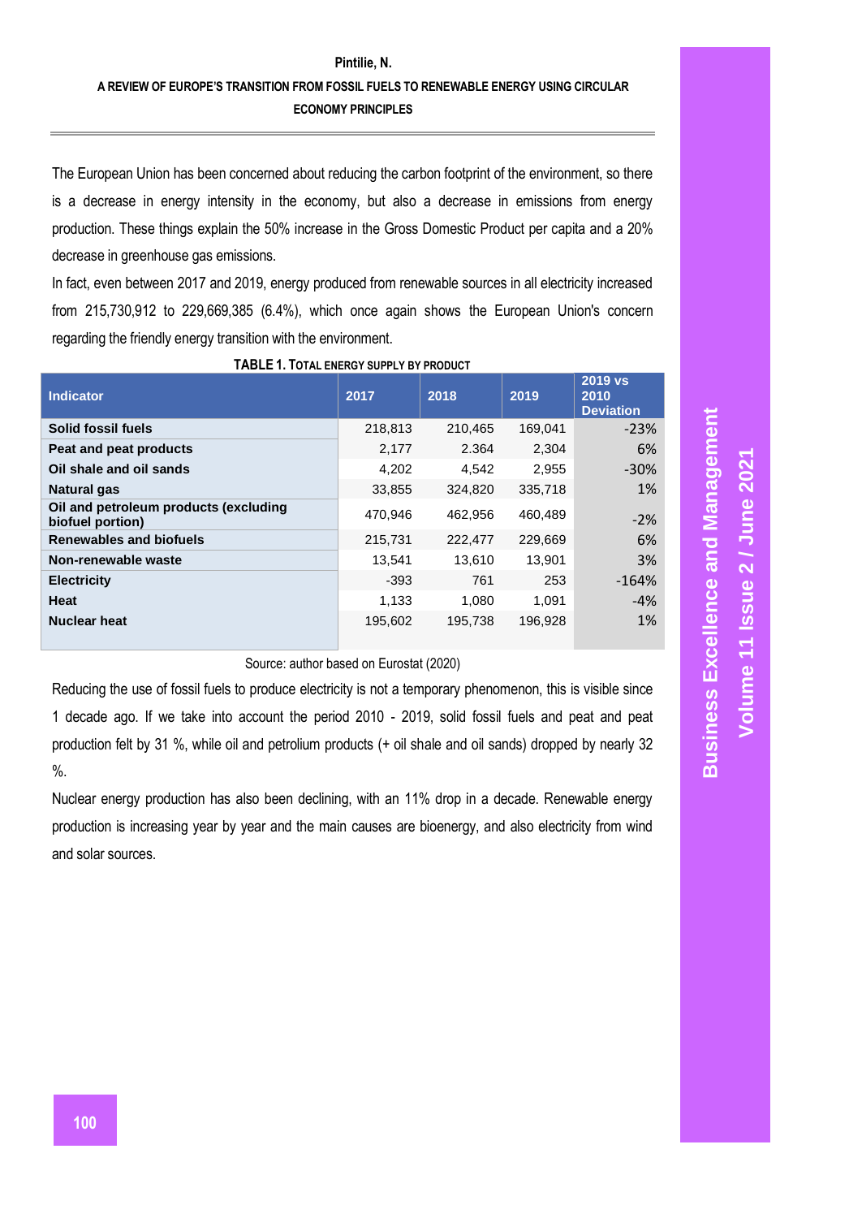The European Union has been concerned about reducing the carbon footprint of the environment, so there is a decrease in energy intensity in the economy, but also a decrease in emissions from energy production. These things explain the 50% increase in the Gross Domestic Product per capita and a 20% decrease in greenhouse gas emissions.

In fact, even between 2017 and 2019, energy produced from renewable sources in all electricity increased from 215,730,912 to 229,669,385 (6.4%), which once again shows the European Union's concern regarding the friendly energy transition with the environment.

**TABLE 1. TOTAL ENERGY SUPPLY BY PRODUCT**

| Indicator | 2017 | 2018 | 2019 | 2019 vs 2010 Deviation |
|---|---|---|---|---|
| **Solid fossil fuels** | 218,813 | 210,465 | 169,041 | -23% |
| **Peat and peat products** | 2,177 | 2.364 | 2,304 | 6% |
| **Oil shale and oil sands** | 4,202 | 4,542 | 2,955 | -30% |
| **Natural gas** | 33,855 | 324,820 | 335,718 | 1% |
| **Oil and petroleum products (excluding biofuel portion)** | 470,946 | 462,956 | 460,489 | -2% |
| **Renewables and biofuels** | 215,731 | 222,477 | 229,669 | 6% |
| **Non-renewable waste** | 13,541 | 13,610 | 13,901 | 3% |
| **Electricity** | -393 | 761 | 253 | -164% |
| **Heat** | 1,133 | 1,080 | 1,091 | -4% |
| **Nuclear heat** | 195,602 | 195,738 | 196,928 | 1% |

Source: author based on Eurostat (2020)

Reducing the use of fossil fuels to produce electricity is not a temporary phenomenon, this is visible since 1 decade ago. If we take into account the period 2010 - 2019, solid fossil fuels and peat and peat production felt by 31 %, while oil and petrolium products (+ oil shale and oil sands) dropped by nearly 32 %.

Nuclear energy production has also been declining, with an 11% drop in a decade. Renewable energy production is increasing year by year and the main causes are bioenergy, and also electricity from wind and solar sources.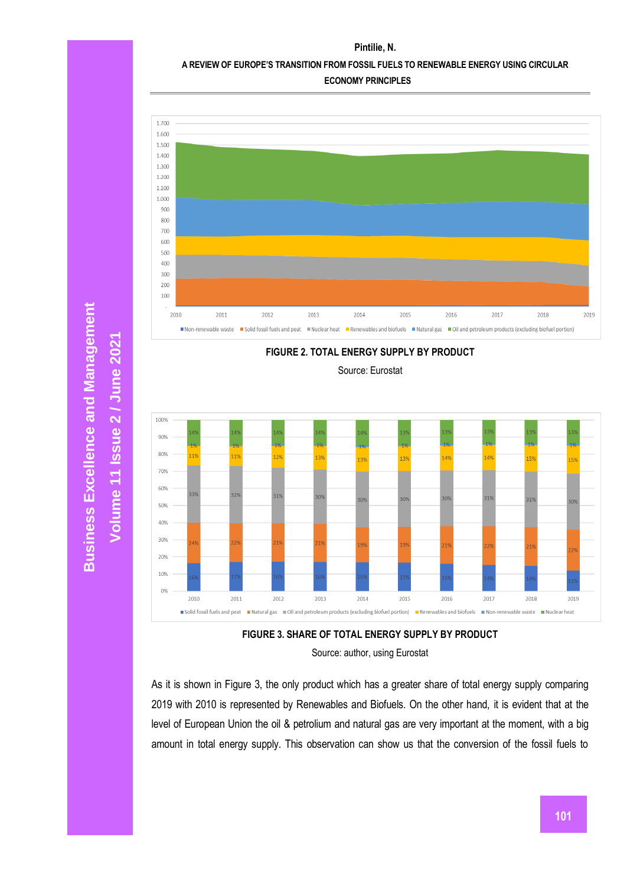FIGURE 2. TOTAL ENERGY SUPPLY BY PRODUCT

Source: Eurostat

FIGURE 3. SHARE OF TOTAL ENERGY SUPPLY BY PRODUCT

Source: author, using Eurostat

As it is shown in Figure 3, the only product which has a greater share of total energy supply comparing 2019 with 2010 is represented by Renewables and Biofuels. On the other hand, it is evident that at the level of European Union the oil & petrolium and natural gas are very important at the moment, with a big amount in total energy supply. This observation can show us that the conversion of the fossil fuels to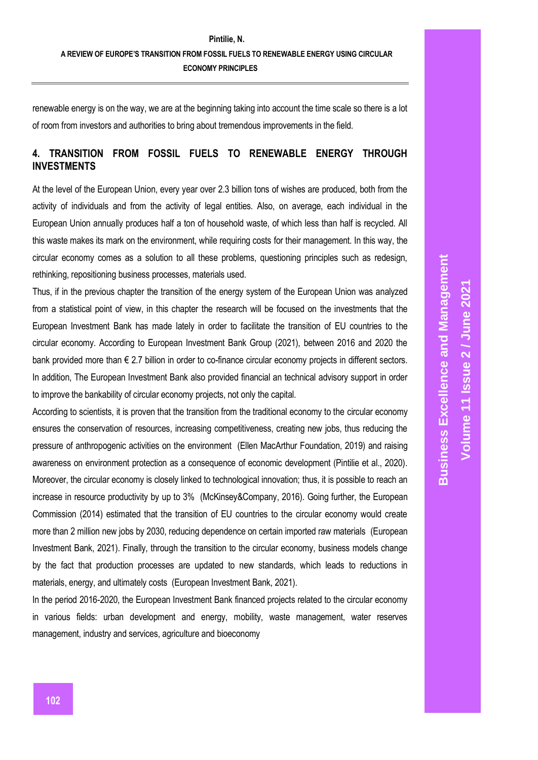renewable energy is on the way, we are at the beginning taking into account the time scale so there is a lot of room from investors and authorities to bring about tremendous improvements in the field.

## 4. TRANSITION FROM FOSSIL FUELS TO RENEWABLE ENERGY THROUGH INVESTMENTS

At the level of the European Union, every year over 2.3 billion tons of wishes are produced, both from the activity of individuals and from the activity of legal entities. Also, on average, each individual in the European Union annually produces half a ton of household waste, of which less than half is recycled. All this waste makes its mark on the environment, while requiring costs for their management. In this way, the circular economy comes as a solution to all these problems, questioning principles such as redesign, rethinking, repositioning business processes, materials used.

Thus, if in the previous chapter the transition of the energy system of the European Union was analyzed from a statistical point of view, in this chapter the research will be focused on the investments that the European Investment Bank has made lately in order to facilitate the transition of EU countries to the circular economy. According to European Investment Bank Group (2021), between 2016 and 2020 the bank provided more than € 2.7 billion in order to co-finance circular economy projects in different sectors. In addition, The European Investment Bank also provided financial an technical advisory support in order to improve the bankability of circular economy projects, not only the capital.

According to scientists, it is proven that the transition from the traditional economy to the circular economy ensures the conservation of resources, increasing competitiveness, creating new jobs, thus reducing the pressure of anthropogenic activities on the environment (Ellen MacArthur Foundation, 2019) and raising awareness on environment protection as a consequence of economic development (Pintilie et al., 2020). Moreover, the circular economy is closely linked to technological innovation; thus, it is possible to reach an increase in resource productivity by up to 3% (McKinsey&Company, 2016). Going further, the European Commission (2014) estimated that the transition of EU countries to the circular economy would create more than 2 million new jobs by 2030, reducing dependence on certain imported raw materials (European Investment Bank, 2021). Finally, through the transition to the circular economy, business models change by the fact that production processes are updated to new standards, which leads to reductions in materials, energy, and ultimately costs (European Investment Bank, 2021).

In the period 2016-2020, the European Investment Bank financed projects related to the circular economy in various fields: urban development and energy, mobility, waste management, water reserves management, industry and services, agriculture and bioeconomy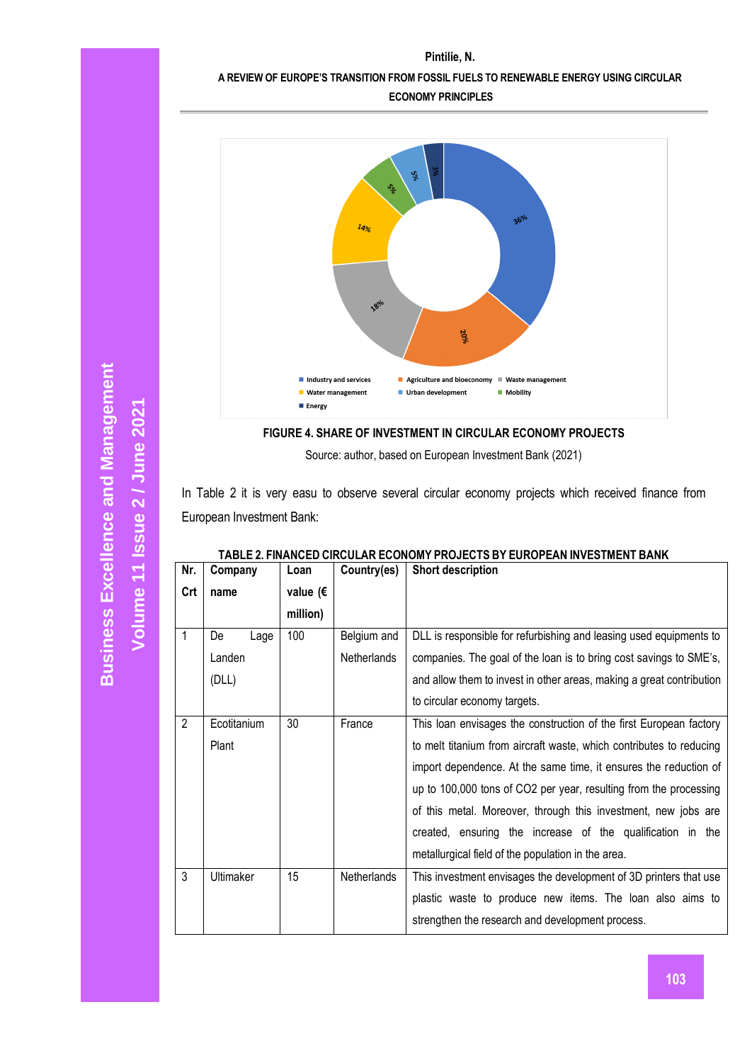FIGURE 4. SHARE OF INVESTMENT IN CIRCULAR ECONOMY PROJECTS

Source: author, based on European Investment Bank (2021)

In Table 2 it is very easu to observe several circular economy projects which received finance from European Investment Bank:

TABLE 2. FINANCED CIRCULAR ECONOMY PROJECTS BY EUROPEAN INVESTMENT BANK

| Nr. Crt | Company name | Loan value (€ million) | Country(es) | Short description |
|---|---|---|---|---|
| 1 | De Lage Landen (DLL) | 100 | Belgium and Netherlands | DLL is responsible for refurbishing and leasing used equipments to companies. The goal of the loan is to bring cost savings to SME's, and allow them to invest in other areas, making a great contribution to circular economy targets. |
| 2 | Ecotitanium Plant | 30 | France | This loan envisages the construction of the first European factory to melt titanium from aircraft waste, which contributes to reducing import dependence. At the same time, it ensures the reduction of up to 100,000 tons of CO2 per year, resulting from the processing of this metal. Moreover, through this investment, new jobs are created, ensuring the increase of the qualification in the metallurgical field of the population in the area. |
| 3 | Ultimaker | 15 | Netherlands | This investment envisages the development of 3D printers that use plastic waste to produce new items. The loan also aims to strengthen the research and development process. |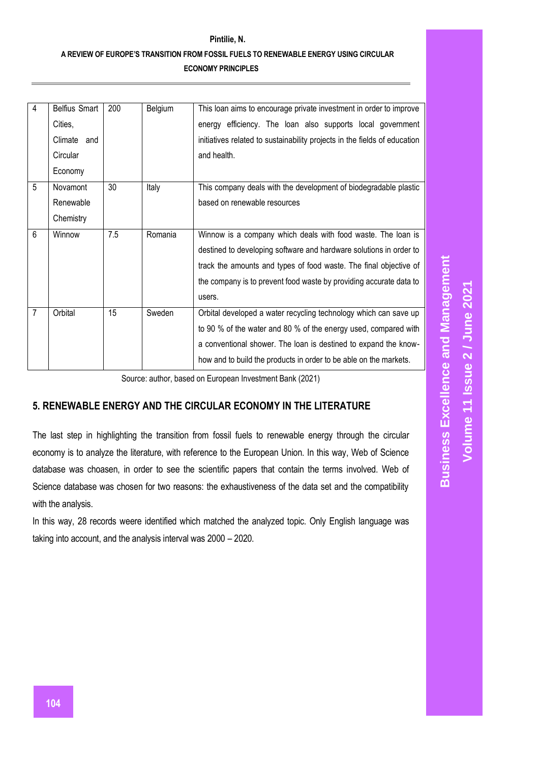| 4 | Belfius Smart Cities, Climate and Circular Economy | 200 | Belgium | This loan aims to encourage private investment in order to improve energy efficiency. The loan also supports local government initiatives related to sustainability projects in the fields of education and health. |
|---|---|---|---|---|
| 5 | Novamont Renewable Chemistry | 30 | Italy | This company deals with the development of biodegradable plastic based on renewable resources |
| 6 | Winnow | 7.5 | Romania | Winnow is a company which deals with food waste. The loan is destined to developing software and hardware solutions in order to track the amounts and types of food waste. The final objective of the company is to prevent food waste by providing accurate data to users. |
| 7 | Orbital | 15 | Sweden | Orbital developed a water recycling technology which can save up to 90 % of the water and 80 % of the energy used, compared with a conventional shower. The loan is destined to expand the know-how and to build the products in order to be able on the markets. |

Source: author, based on European Investment Bank (2021)

## 5. RENEWABLE ENERGY AND THE CIRCULAR ECONOMY IN THE LITERATURE

The last step in highlighting the transition from fossil fuels to renewable energy through the circular economy is to analyze the literature, with reference to the European Union. In this way, Web of Science database was choasen, in order to see the scientific papers that contain the terms involved. Web of Science database was chosen for two reasons: the exhaustiveness of the data set and the compatibility with the analysis.

In this way, 28 records weere identified which matched the analyzed topic. Only English language was taking into account, and the analysis interval was 2000 – 2020.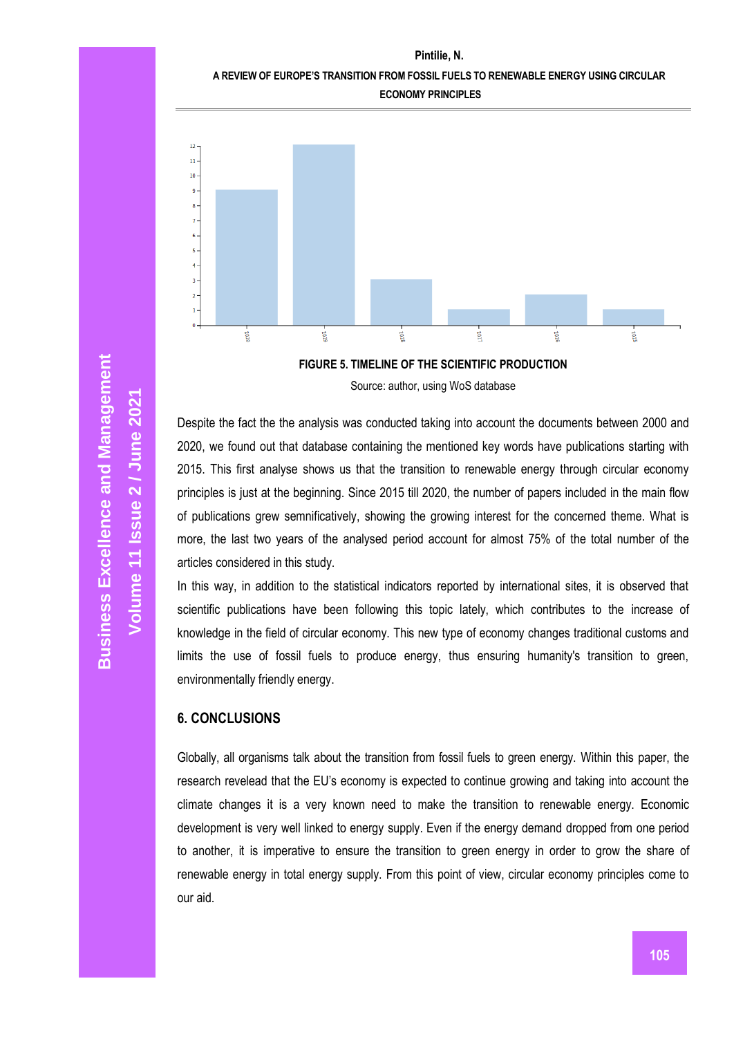FIGURE 5. TIMELINE OF THE SCIENTIFIC PRODUCTION

Source: author, using WoS database

Despite the fact the the analysis was conducted taking into account the documents between 2000 and 2020, we found out that database containing the mentioned key words have publications starting with 2015. This first analyse shows us that the transition to renewable energy through circular economy principles is just at the beginning. Since 2015 till 2020, the number of papers included in the main flow of publications grew semnificatively, showing the growing interest for the concerned theme. What is more, the last two years of the analysed period account for almost 75% of the total number of the articles considered in this study.

In this way, in addition to the statistical indicators reported by international sites, it is observed that scientific publications have been following this topic lately, which contributes to the increase of knowledge in the field of circular economy. This new type of economy changes traditional customs and limits the use of fossil fuels to produce energy, thus ensuring humanity's transition to green, environmentally friendly energy.

## 6. CONCLUSIONS

Globally, all organisms talk about the transition from fossil fuels to green energy. Within this paper, the research revelead that the EU's economy is expected to continue growing and taking into account the climate changes it is a very known need to make the transition to renewable energy. Economic development is very well linked to energy supply. Even if the energy demand dropped from one period to another, it is imperative to ensure the transition to green energy in order to grow the share of renewable energy in total energy supply. From this point of view, circular economy principles come to our aid.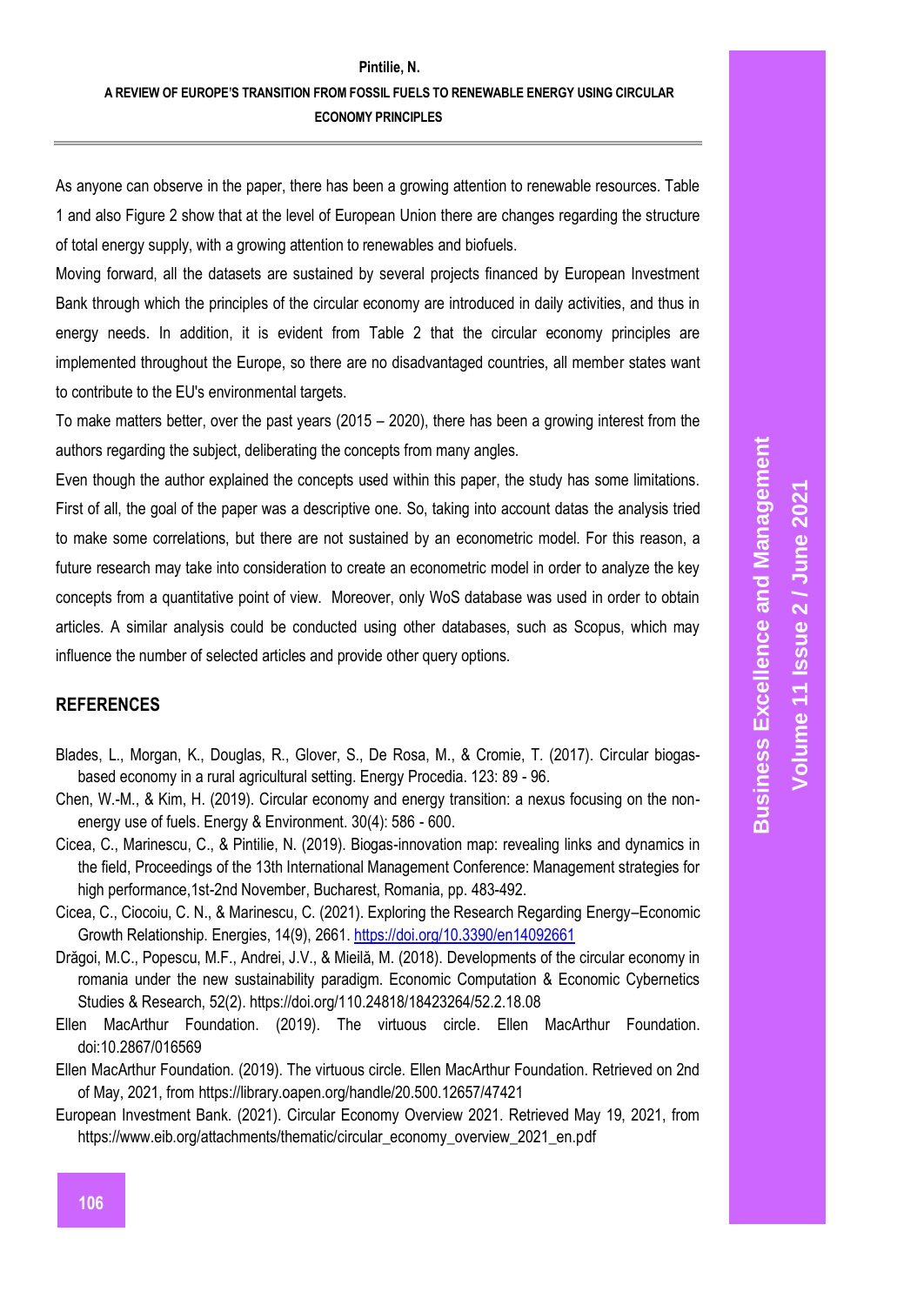As anyone can observe in the paper, there has been a growing attention to renewable resources. Table 1 and also Figure 2 show that at the level of European Union there are changes regarding the structure of total energy supply, with a growing attention to renewables and biofuels.

Moving forward, all the datasets are sustained by several projects financed by European Investment Bank through which the principles of the circular economy are introduced in daily activities, and thus in energy needs. In addition, it is evident from Table 2 that the circular economy principles are implemented throughout the Europe, so there are no disadvantaged countries, all member states want to contribute to the EU's environmental targets.

To make matters better, over the past years (2015 – 2020), there has been a growing interest from the authors regarding the subject, deliberating the concepts from many angles.

Even though the author explained the concepts used within this paper, the study has some limitations. First of all, the goal of the paper was a descriptive one. So, taking into account datas the analysis tried to make some correlations, but there are not sustained by an econometric model. For this reason, a future research may take into consideration to create an econometric model in order to analyze the key concepts from a quantitative point of view. Moreover, only WoS database was used in order to obtain articles. A similar analysis could be conducted using other databases, such as Scopus, which may influence the number of selected articles and provide other query options.

## REFERENCES

Blades, L., Morgan, K., Douglas, R., Glover, S., De Rosa, M., & Cromie, T. (2017). Circular biogas-based economy in a rural agricultural setting. Energy Procedia. 123: 89 - 96.

Chen, W.-M., & Kim, H. (2019). Circular economy and energy transition: a nexus focusing on the non-energy use of fuels. Energy & Environment. 30(4): 586 - 600.

Cicea, C., Marinescu, C., & Pintilie, N. (2019). Biogas-innovation map: revealing links and dynamics in the field, Proceedings of the 13th International Management Conference: Management strategies for high performance,1st-2nd November, Bucharest, Romania, pp. 483-492.

Cicea, C., Ciocoiu, C. N., & Marinescu, C. (2021). Exploring the Research Regarding Energy–Economic Growth Relationship. Energies, 14(9), 2661. https://doi.org/10.3390/en14092661

Drăgoi, M.C., Popescu, M.F., Andrei, J.V., & Mieilă, M. (2018). Developments of the circular economy in romania under the new sustainability paradigm. Economic Computation & Economic Cybernetics Studies & Research, 52(2). https://doi.org/110.24818/18423264/52.2.18.08

Ellen MacArthur Foundation. (2019). The virtuous circle. Ellen MacArthur Foundation. doi:10.2867/016569

Ellen MacArthur Foundation. (2019). The virtuous circle. Ellen MacArthur Foundation. Retrieved on 2nd of May, 2021, from https://library.oapen.org/handle/20.500.12657/47421

European Investment Bank. (2021). Circular Economy Overview 2021. Retrieved May 19, 2021, from https://www.eib.org/attachments/thematic/circular_economy_overview_2021_en.pdf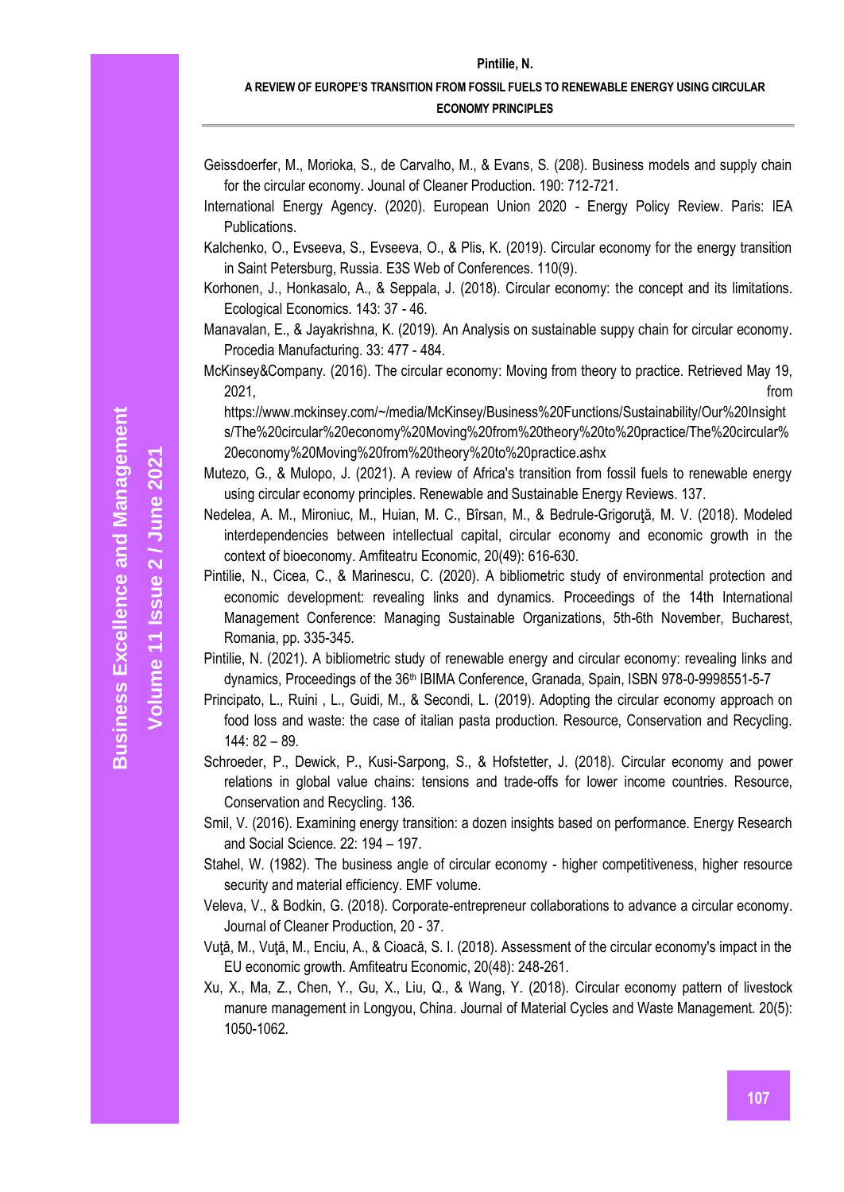Geissdoerfer, M., Morioka, S., de Carvalho, M., & Evans, S. (208). Business models and supply chain for the circular economy. Joual of Cleaner Production. 190: 712-721.

International Energy Agency. (2020). European Union 2020 - Energy Policy Review. Paris: IEA Publications.

Kalchenko, O., Evseeva, S., Evseeva, O., & Plis, K. (2019). Circular economy for the energy transition in Saint Petersburg, Russia. E3S Web of Conferences. 110(9).

Korhonen, J., Honkasalo, A., & Seppala, J. (2018). Circular economy: the concept and its limitations. Ecological Economics. 143: 37 - 46.

Manavalan, E., & Jayakrishna, K. (2019). An Analysis on sustainable suppy chain for circular economy. Procedia Manufacturing. 33: 477 - 484.

McKinsey&Company. (2016). The circular economy: Moving from theory to practice. Retrieved May 19, 2021, from https://www.mckinsey.com/~/media/McKinsey/Business%20Functions/Sustainability/Our%20Insights/The%20circular%20economy%20Moving%20from%20theory%20to%20practice/The%20circular%20economy%20Moving%20from%20theory%20to%20practice.ashx

Mutezo, G., & Mulopo, J. (2021). A review of Africa's transition from fossil fuels to renewable energy using circular economy principles. Renewable and Sustainable Energy Reviews. 137.

Nedelea, A. M., Mironiuc, M., Huian, M. C., Bîrsan, M., & Bedrule-Grigoruţă, M. V. (2018). Modeled interdependencies between intellectual capital, circular economy and economic growth in the context of bioeconomy. Amfiteatru Economic, 20(49): 616-630.

Pintilie, N., Cicea, C., & Marinescu, C. (2020). A bibliometric study of environmental protection and economic development: revealing links and dynamics. Proceedings of the 14th International Management Conference: Managing Sustainable Organizations, 5th-6th November, Bucharest, Romania, pp. 335-345.

Pintilie, N. (2021). A bibliometric study of renewable energy and circular economy: revealing links and dynamics, Proceedings of the 36th IBIMA Conference, Granada, Spain, ISBN 978-0-9998551-5-7

Principato, L., Ruini , L., Guidi, M., & Secondi, L. (2019). Adopting the circular economy approach on food loss and waste: the case of italian pasta production. Resource, Conservation and Recycling. 144: 82 – 89.

Schroeder, P., Dewick, P., Kusi-Sarpong, S., & Hofstetter, J. (2018). Circular economy and power relations in global value chains: tensions and trade-offs for lower income countries. Resource, Conservation and Recycling. 136.

Smil, V. (2016). Examining energy transition: a dozen insights based on performance. Energy Research and Social Science. 22: 194 – 197.

Stahel, W. (1982). The business angle of circular economy - higher competitiveness, higher resource security and material efficiency. EMF volume.

Veleva, V., & Bodkin, G. (2018). Corporate-entrepreneur collaborations to advance a circular economy. Journal of Cleaner Production, 20 - 37.

Vuţă, M., Vuţă, M., Enciu, A., & Cioacă, S. I. (2018). Assessment of the circular economy's impact in the EU economic growth. Amfiteatru Economic, 20(48): 248-261.

Xu, X., Ma, Z., Chen, Y., Gu, X., Liu, Q., & Wang, Y. (2018). Circular economy pattern of livestock manure management in Longyou, China. Journal of Material Cycles and Waste Management. 20(5): 1050-1062.